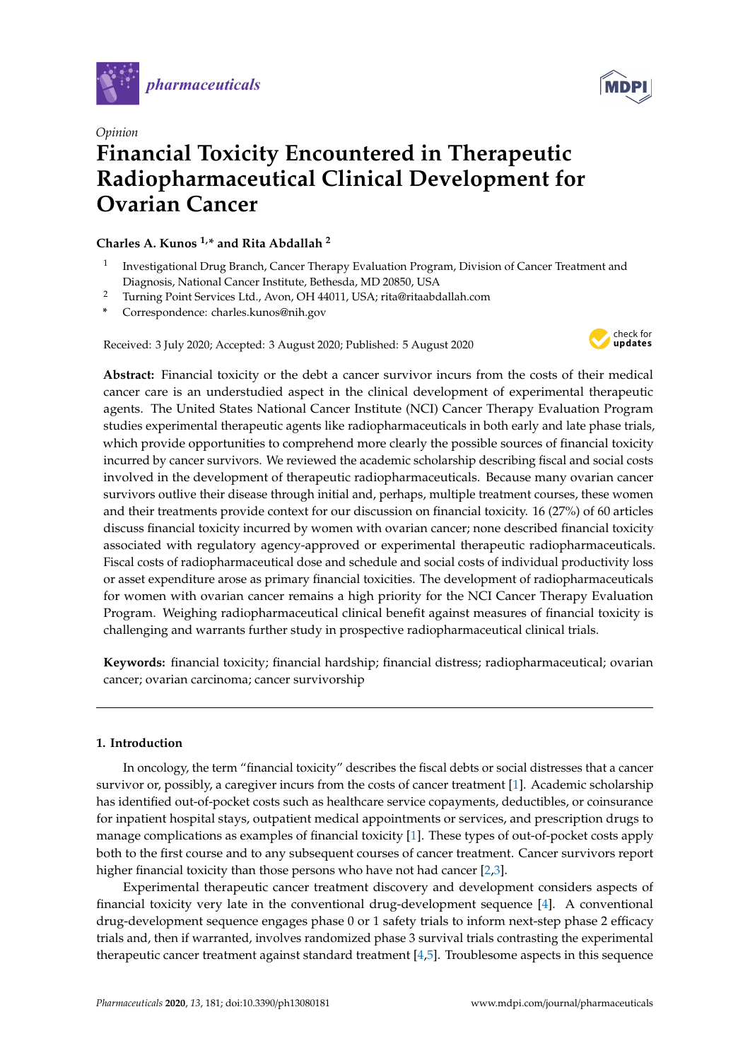*Opinion*

# Financial Toxicity Encountered in Therapeutic Radiopharmaceutical Clinical Development for Ovarian Cancer

**Charles A. Kunos [1,*] and Rita Abdallah [2]**

[1] Investigational Drug Branch, Cancer Therapy Evaluation Program, Division of Cancer Treatment and Diagnosis, National Cancer Institute, Bethesda, MD 20850, USA

[2] Turning Point Services Ltd., Avon, OH 44011, USA; rita@ritaabdallah.com

\* Correspondence: charles.kunos@nih.gov

Received: 3 July 2020; Accepted: 3 August 2020; Published: 5 August 2020

**Abstract:** Financial toxicity or the debt a cancer survivor incurs from the costs of their medical cancer care is an understudied aspect in the clinical development of experimental therapeutic agents. The United States National Cancer Institute (NCI) Cancer Therapy Evaluation Program studies experimental therapeutic agents like radiopharmaceuticals in both early and late phase trials, which provide opportunities to comprehend more clearly the possible sources of financial toxicity incurred by cancer survivors. We reviewed the academic scholarship describing fiscal and social costs involved in the development of therapeutic radiopharmaceuticals. Because many ovarian cancer survivors outlive their disease through initial and, perhaps, multiple treatment courses, these women and their treatments provide context for our discussion on financial toxicity. 16 (27%) of 60 articles discuss financial toxicity incurred by women with ovarian cancer; none described financial toxicity associated with regulatory agency-approved or experimental therapeutic radiopharmaceuticals. Fiscal costs of radiopharmaceutical dose and schedule and social costs of individual productivity loss or asset expenditure arose as primary financial toxicities. The development of radiopharmaceuticals for women with ovarian cancer remains a high priority for the NCI Cancer Therapy Evaluation Program. Weighing radiopharmaceutical clinical benefit against measures of financial toxicity is challenging and warrants further study in prospective radiopharmaceutical clinical trials.

**Keywords:** financial toxicity; financial hardship; financial distress; radiopharmaceutical; ovarian cancer; ovarian carcinoma; cancer survivorship

## 1. Introduction

In oncology, the term "financial toxicity" describes the fiscal debts or social distresses that a cancer survivor or, possibly, a caregiver incurs from the costs of cancer treatment [1]. Academic scholarship has identified out-of-pocket costs such as healthcare service copayments, deductibles, or coinsurance for inpatient hospital stays, outpatient medical appointments or services, and prescription drugs to manage complications as examples of financial toxicity [1]. These types of out-of-pocket costs apply both to the first course and to any subsequent courses of cancer treatment. Cancer survivors report higher financial toxicity than those persons who have not had cancer [2,3].

Experimental therapeutic cancer treatment discovery and development considers aspects of financial toxicity very late in the conventional drug-development sequence [4]. A conventional drug-development sequence engages phase 0 or 1 safety trials to inform next-step phase 2 efficacy trials and, then if warranted, involves randomized phase 3 survival trials contrasting the experimental therapeutic cancer treatment against standard treatment [4,5]. Troublesome aspects in this sequence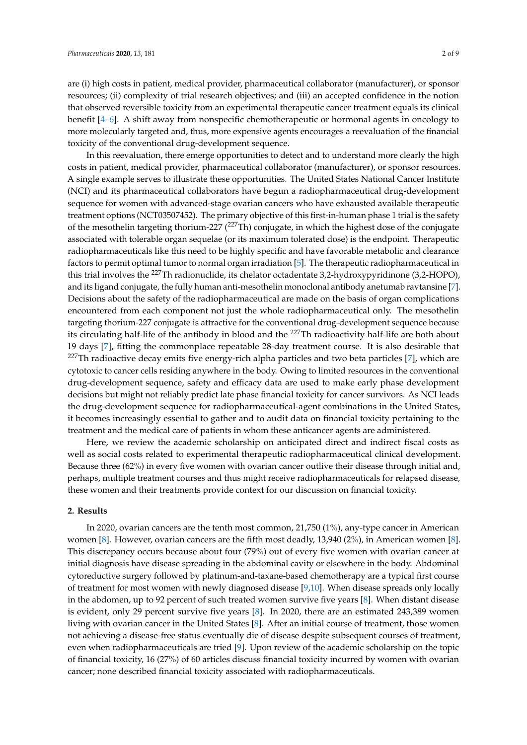are (i) high costs in patient, medical provider, pharmaceutical collaborator (manufacturer), or sponsor resources; (ii) complexity of trial research objectives; and (iii) an accepted confidence in the notion that observed reversible toxicity from an experimental therapeutic cancer treatment equals its clinical benefit [4–6]. A shift away from nonspecific chemotherapeutic or hormonal agents in oncology to more molecularly targeted and, thus, more expensive agents encourages a reevaluation of the financial toxicity of the conventional drug-development sequence.

In this reevaluation, there emerge opportunities to detect and to understand more clearly the high costs in patient, medical provider, pharmaceutical collaborator (manufacturer), or sponsor resources. A single example serves to illustrate these opportunities. The United States National Cancer Institute (NCI) and its pharmaceutical collaborators have begun a radiopharmaceutical drug-development sequence for women with advanced-stage ovarian cancers who have exhausted available therapeutic treatment options (NCT03507452). The primary objective of this first-in-human phase 1 trial is the safety of the mesothelin targeting thorium-227 ($^{227}$Th) conjugate, in which the highest dose of the conjugate associated with tolerable organ sequelae (or its maximum tolerated dose) is the endpoint. Therapeutic radiopharmaceuticals like this need to be highly specific and have favorable metabolic and clearance factors to permit optimal tumor to normal organ irradiation [5]. The therapeutic radiopharmaceutical in this trial involves the $^{227}$Th radionuclide, its chelator octadentate 3,2-hydroxypyridinone (3,2-HOPO), and its ligand conjugate, the fully human anti-mesothelin monoclonal antibody anetumab ravtansine [7]. Decisions about the safety of the radiopharmaceutical are made on the basis of organ complications encountered from each component not just the whole radiopharmaceutical only. The mesothelin targeting thorium-227 conjugate is attractive for the conventional drug-development sequence because its circulating half-life of the antibody in blood and the $^{227}$Th radioactivity half-life are both about 19 days [7], fitting the commonplace repeatable 28-day treatment course. It is also desirable that $^{227}$Th radioactive decay emits five energy-rich alpha particles and two beta particles [7], which are cytotoxic to cancer cells residing anywhere in the body. Owing to limited resources in the conventional drug-development sequence, safety and efficacy data are used to make early phase development decisions but might not reliably predict late phase financial toxicity for cancer survivors. As NCI leads the drug-development sequence for radiopharmaceutical-agent combinations in the United States, it becomes increasingly essential to gather and to audit data on financial toxicity pertaining to the treatment and the medical care of patients in whom these anticancer agents are administered.

Here, we review the academic scholarship on anticipated direct and indirect fiscal costs as well as social costs related to experimental therapeutic radiopharmaceutical clinical development. Because three (62%) in every five women with ovarian cancer outlive their disease through initial and, perhaps, multiple treatment courses and thus might receive radiopharmaceuticals for relapsed disease, these women and their treatments provide context for our discussion on financial toxicity.

## 2. Results

In 2020, ovarian cancers are the tenth most common, 21,750 (1%), any-type cancer in American women [8]. However, ovarian cancers are the fifth most deadly, 13,940 (2%), in American women [8]. This discrepancy occurs because about four (79%) out of every five women with ovarian cancer at initial diagnosis have disease spreading in the abdominal cavity or elsewhere in the body. Abdominal cytoreductive surgery followed by platinum-and-taxane-based chemotherapy are a typical first course of treatment for most women with newly diagnosed disease [9,10]. When disease spreads only locally in the abdomen, up to 92 percent of such treated women survive five years [8]. When distant disease is evident, only 29 percent survive five years [8]. In 2020, there are an estimated 243,389 women living with ovarian cancer in the United States [8]. After an initial course of treatment, those women not achieving a disease-free status eventually die of disease despite subsequent courses of treatment, even when radiopharmaceuticals are tried [9]. Upon review of the academic scholarship on the topic of financial toxicity, 16 (27%) of 60 articles discuss financial toxicity incurred by women with ovarian cancer; none described financial toxicity associated with radiopharmaceuticals.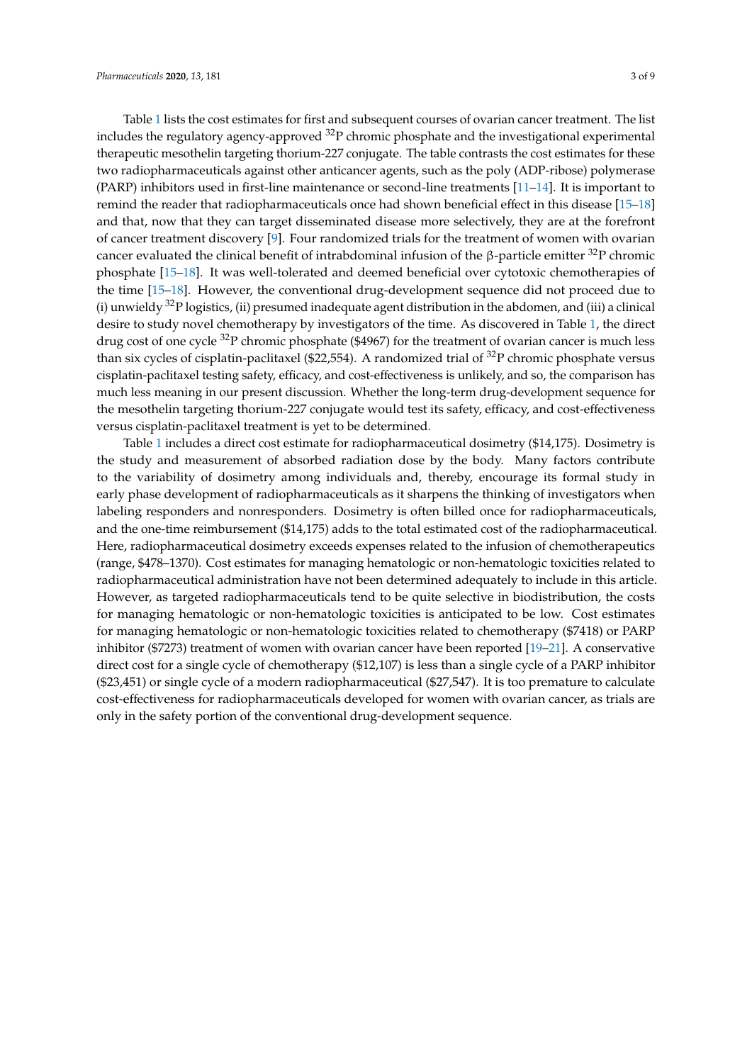Table 1 lists the cost estimates for first and subsequent courses of ovarian cancer treatment. The list includes the regulatory agency-approved $^{32}P$ chromic phosphate and the investigational experimental therapeutic mesothelin targeting thorium-227 conjugate. The table contrasts the cost estimates for these two radiopharmaceuticals against other anticancer agents, such as the poly (ADP-ribose) polymerase (PARP) inhibitors used in first-line maintenance or second-line treatments [11–14]. It is important to remind the reader that radiopharmaceuticals once had shown beneficial effect in this disease [15–18] and that, now that they can target disseminated disease more selectively, they are at the forefront of cancer treatment discovery [9]. Four randomized trials for the treatment of women with ovarian cancer evaluated the clinical benefit of intrabdominal infusion of the β-particle emitter $^{32}P$ chromic phosphate [15–18]. It was well-tolerated and deemed beneficial over cytotoxic chemotherapies of the time [15–18]. However, the conventional drug-development sequence did not proceed due to (i) unwieldy $^{32}P$ logistics, (ii) presumed inadequate agent distribution in the abdomen, and (iii) a clinical desire to study novel chemotherapy by investigators of the time. As discovered in Table 1, the direct drug cost of one cycle $^{32}P$ chromic phosphate ($4967) for the treatment of ovarian cancer is much less than six cycles of cisplatin-paclitaxel ($22,554). A randomized trial of $^{32}P$ chromic phosphate versus cisplatin-paclitaxel testing safety, efficacy, and cost-effectiveness is unlikely, and so, the comparison has much less meaning in our present discussion. Whether the long-term drug-development sequence for the mesothelin targeting thorium-227 conjugate would test its safety, efficacy, and cost-effectiveness versus cisplatin-paclitaxel treatment is yet to be determined.

Table 1 includes a direct cost estimate for radiopharmaceutical dosimetry ($14,175). Dosimetry is the study and measurement of absorbed radiation dose by the body. Many factors contribute to the variability of dosimetry among individuals and, thereby, encourage its formal study in early phase development of radiopharmaceuticals as it sharpens the thinking of investigators when labeling responders and nonresponders. Dosimetry is often billed once for radiopharmaceuticals, and the one-time reimbursement ($14,175) adds to the total estimated cost of the radiopharmaceutical. Here, radiopharmaceutical dosimetry exceeds expenses related to the infusion of chemotherapeutics (range, $478–1370). Cost estimates for managing hematologic or non-hematologic toxicities related to radiopharmaceutical administration have not been determined adequately to include in this article. However, as targeted radiopharmaceuticals tend to be quite selective in biodistribution, the costs for managing hematologic or non-hematologic toxicities is anticipated to be low. Cost estimates for managing hematologic or non-hematologic toxicities related to chemotherapy ($7418) or PARP inhibitor ($7273) treatment of women with ovarian cancer have been reported [19–21]. A conservative direct cost for a single cycle of chemotherapy ($12,107) is less than a single cycle of a PARP inhibitor ($23,451) or single cycle of a modern radiopharmaceutical ($27,547). It is too premature to calculate cost-effectiveness for radiopharmaceuticals developed for women with ovarian cancer, as trials are only in the safety portion of the conventional drug-development sequence.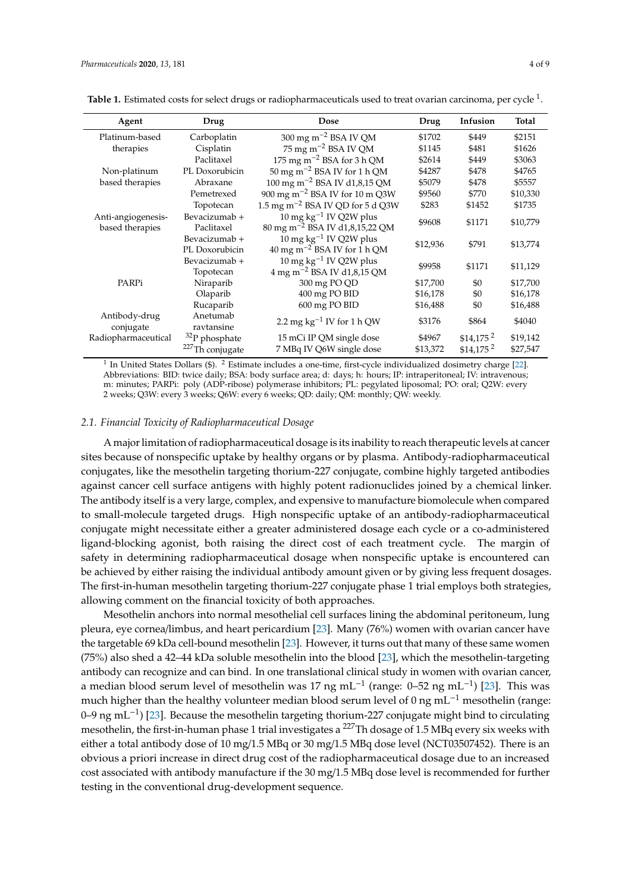**Table 1.** Estimated costs for select drugs or radiopharmaceuticals used to treat ovarian carcinoma, per cycle [1].

| Agent | Drug | Dose | Drug | Infusion | Total |
|---|---|---|---|---|---|
| Platinum-based therapies | Carboplatin | 300 mg $m^{-2}$ BSA IV QM | $1702 | $449 | $2151 |
| | Cisplatin | 75 mg $m^{-2}$ BSA IV QM | $1145 | $481 | $1626 |
| | Paclitaxel | 175 mg $m^{-2}$ BSA for 3 h QM | $2614 | $449 | $3063 |
| Non-platinum based therapies | PL Doxorubicin | 50 mg $m^{-2}$ BSA IV for 1 h QM | $4287 | $478 | $4765 |
| | Abraxane | 100 mg $m^{-2}$ BSA IV d1,8,15 QM | $5079 | $478 | $5557 |
| | Pemetrexed | 900 mg $m^{-2}$ BSA IV for 10 m Q3W | $9560 | $770 | $10,330 |
| | Topotecan | 1.5 mg $m^{-2}$ BSA IV QD for 5 d Q3W | $283 | $1452 | $1735 |
| Anti-angiogenesis-based therapies | Bevacizumab + Paclitaxel | 10 mg $kg^{-1}$ IV Q2W plus 80 mg $m^{-2}$ BSA IV d1,8,15,22 QM | $9608 | $1171 | $10,779 |
| | Bevacizumab + PL Doxorubicin | 10 mg $kg^{-1}$ IV Q2W plus 40 mg $m^{-2}$ BSA IV for 1 h QM | $12,936 | $791 | $13,774 |
| | Bevacizumab + Topotecan | 10 mg $kg^{-1}$ IV Q2W plus 4 mg $m^{-2}$ BSA IV d1,8,15 QM | $9958 | $1171 | $11,129 |
| PARPi | Niraparib | 300 mg PO QD | $17,700 | $0 | $17,700 |
| | Olaparib | 400 mg PO BID | $16,178 | $0 | $16,178 |
| | Rucaparib | 600 mg PO BID | $16,488 | $0 | $16,488 |
| Antibody-drug conjugate | Anetumab ravtansine | 2.2 mg $kg^{-1}$ IV for 1 h QW | $3176 | $864 | $4040 |
| Radiopharmaceutical | $^{32}$P phosphate | 15 mCi IP QM single dose | $4967 | $14,175 [2] | $19,142 |
| | $^{227}$Th conjugate | 7 MBq IV Q6W single dose | $13,372 | $14,175 [2] | $27,547 |

[1] In United States Dollars ($). [2] Estimate includes a one-time, first-cycle individualized dosimetry charge [22]. Abbreviations: BID: twice daily; BSA: body surface area; d: days; h: hours; IP: intraperitoneal; IV: intravenous; m: minutes; PARPi: poly (ADP-ribose) polymerase inhibitors; PL: pegylated liposomal; PO: oral; Q2W: every 2 weeks; Q3W: every 3 weeks; Q6W: every 6 weeks; QD: daily; QM: monthly; QW: weekly.

### 2.1. Financial Toxicity of Radiopharmaceutical Dosage

A major limitation of radiopharmaceutical dosage is its inability to reach therapeutic levels at cancer sites because of nonspecific uptake by healthy organs or by plasma. Antibody-radiopharmaceutical conjugates, like the mesothelin targeting thorium-227 conjugate, combine highly targeted antibodies against cancer cell surface antigens with highly potent radionuclides joined by a chemical linker. The antibody itself is a very large, complex, and expensive to manufacture biomolecule when compared to small-molecule targeted drugs. High nonspecific uptake of an antibody-radiopharmaceutical conjugate might necessitate either a greater administered dosage each cycle or a co-administered ligand-blocking agonist, both raising the direct cost of each treatment cycle. The margin of safety in determining radiopharmaceutical dosage when nonspecific uptake is encountered can be achieved by either raising the individual antibody amount given or by giving less frequent dosages. The first-in-human mesothelin targeting thorium-227 conjugate phase 1 trial employs both strategies, allowing comment on the financial toxicity of both approaches.

Mesothelin anchors into normal mesothelial cell surfaces lining the abdominal peritoneum, lung pleura, eye cornea/limbus, and heart pericardium [23]. Many (76%) women with ovarian cancer have the targetable 69 kDa cell-bound mesothelin [23]. However, it turns out that many of these same women (75%) also shed a 42–44 kDa soluble mesothelin into the blood [23], which the mesothelin-targeting antibody can recognize and can bind. In one translational clinical study in women with ovarian cancer, a median blood serum level of mesothelin was 17 ng $mL^{-1}$ (range: 0–52 ng $mL^{-1}$) [23]. This was much higher than the healthy volunteer median blood serum level of 0 ng $mL^{-1}$ mesothelin (range: 0–9 ng $mL^{-1}$) [23]. Because the mesothelin targeting thorium-227 conjugate might bind to circulating mesothelin, the first-in-human phase 1 trial investigates a $^{227}$Th dosage of 1.5 MBq every six weeks with either a total antibody dose of 10 mg/1.5 MBq or 30 mg/1.5 MBq dose level (NCT03507452). There is an obvious a priori increase in direct drug cost of the radiopharmaceutical dosage due to an increased cost associated with antibody manufacture if the 30 mg/1.5 MBq dose level is recommended for further testing in the conventional drug-development sequence.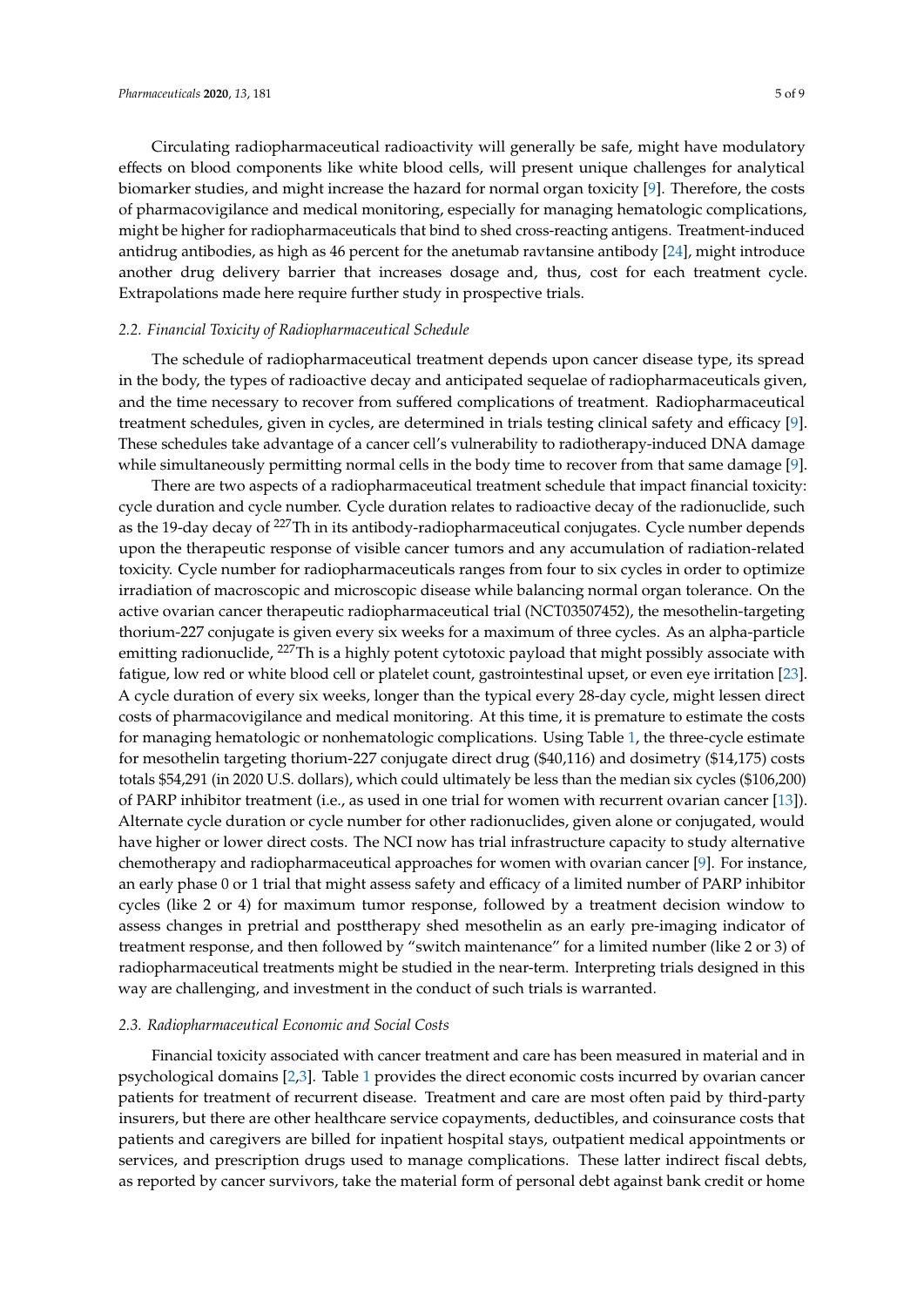Circulating radiopharmaceutical radioactivity will generally be safe, might have modulatory effects on blood components like white blood cells, will present unique challenges for analytical biomarker studies, and might increase the hazard for normal organ toxicity [9]. Therefore, the costs of pharmacovigilance and medical monitoring, especially for managing hematologic complications, might be higher for radiopharmaceuticals that bind to shed cross-reacting antigens. Treatment-induced antidrug antibodies, as high as 46 percent for the anetumab ravtansine antibody [24], might introduce another drug delivery barrier that increases dosage and, thus, cost for each treatment cycle. Extrapolations made here require further study in prospective trials.

### 2.2. Financial Toxicity of Radiopharmaceutical Schedule

The schedule of radiopharmaceutical treatment depends upon cancer disease type, its spread in the body, the types of radioactive decay and anticipated sequelae of radiopharmaceuticals given, and the time necessary to recover from suffered complications of treatment. Radiopharmaceutical treatment schedules, given in cycles, are determined in trials testing clinical safety and efficacy [9]. These schedules take advantage of a cancer cell's vulnerability to radiotherapy-induced DNA damage while simultaneously permitting normal cells in the body time to recover from that same damage [9].

There are two aspects of a radiopharmaceutical treatment schedule that impact financial toxicity: cycle duration and cycle number. Cycle duration relates to radioactive decay of the radionuclide, such as the 19-day decay of $^{227}$Th in its antibody-radiopharmaceutical conjugates. Cycle number depends upon the therapeutic response of visible cancer tumors and any accumulation of radiation-related toxicity. Cycle number for radiopharmaceuticals ranges from four to six cycles in order to optimize irradiation of macroscopic and microscopic disease while balancing normal organ tolerance. On the active ovarian cancer therapeutic radiopharmaceutical trial (NCT03507452), the mesothelin-targeting thorium-227 conjugate is given every six weeks for a maximum of three cycles. As an alpha-particle emitting radionuclide, $^{227}$Th is a highly potent cytotoxic payload that might possibly associate with fatigue, low red or white blood cell or platelet count, gastrointestinal upset, or even eye irritation [23]. A cycle duration of every six weeks, longer than the typical every 28-day cycle, might lessen direct costs of pharmacovigilance and medical monitoring. At this time, it is premature to estimate the costs for managing hematologic or nonhematologic complications. Using Table 1, the three-cycle estimate for mesothelin targeting thorium-227 conjugate direct drug ($40,116) and dosimetry ($14,175) costs totals $54,291 (in 2020 U.S. dollars), which could ultimately be less than the median six cycles ($106,200) of PARP inhibitor treatment (i.e., as used in one trial for women with recurrent ovarian cancer [13]). Alternate cycle duration or cycle number for other radionuclides, given alone or conjugated, would have higher or lower direct costs. The NCI now has trial infrastructure capacity to study alternative chemotherapy and radiopharmaceutical approaches for women with ovarian cancer [9]. For instance, an early phase 0 or 1 trial that might assess safety and efficacy of a limited number of PARP inhibitor cycles (like 2 or 4) for maximum tumor response, followed by a treatment decision window to assess changes in pretrial and posttherapy shed mesothelin as an early pre-imaging indicator of treatment response, and then followed by "switch maintenance" for a limited number (like 2 or 3) of radiopharmaceutical treatments might be studied in the near-term. Interpreting trials designed in this way are challenging, and investment in the conduct of such trials is warranted.

### 2.3. Radiopharmaceutical Economic and Social Costs

Financial toxicity associated with cancer treatment and care has been measured in material and in psychological domains [2,3]. Table 1 provides the direct economic costs incurred by ovarian cancer patients for treatment of recurrent disease. Treatment and care are most often paid by third-party insurers, but there are other healthcare service copayments, deductibles, and coinsurance costs that patients and caregivers are billed for inpatient hospital stays, outpatient medical appointments or services, and prescription drugs used to manage complications. These latter indirect fiscal debts, as reported by cancer survivors, take the material form of personal debt against bank credit or home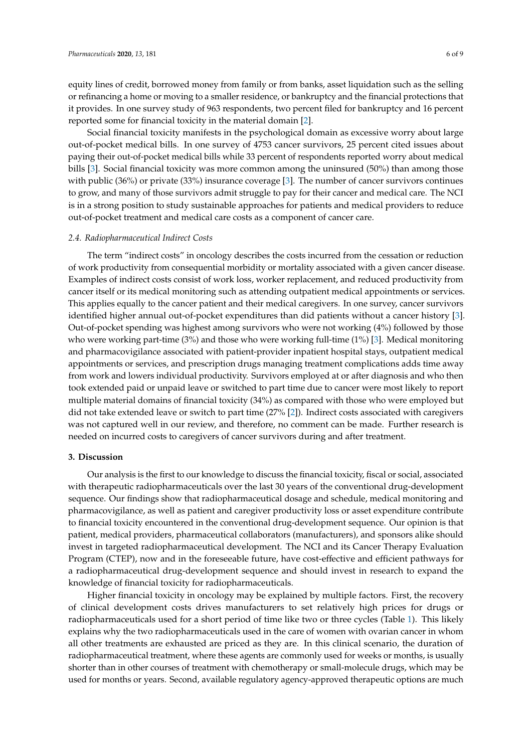equity lines of credit, borrowed money from family or from banks, asset liquidation such as the selling or refinancing a home or moving to a smaller residence, or bankruptcy and the financial protections that it provides. In one survey study of 963 respondents, two percent filed for bankruptcy and 16 percent reported some for financial toxicity in the material domain [2].

Social financial toxicity manifests in the psychological domain as excessive worry about large out-of-pocket medical bills. In one survey of 4753 cancer survivors, 25 percent cited issues about paying their out-of-pocket medical bills while 33 percent of respondents reported worry about medical bills [3]. Social financial toxicity was more common among the uninsured (50%) than among those with public (36%) or private (33%) insurance coverage [3]. The number of cancer survivors continues to grow, and many of those survivors admit struggle to pay for their cancer and medical care. The NCI is in a strong position to study sustainable approaches for patients and medical providers to reduce out-of-pocket treatment and medical care costs as a component of cancer care.

### *2.4. Radiopharmaceutical Indirect Costs*

The term "indirect costs" in oncology describes the costs incurred from the cessation or reduction of work productivity from consequential morbidity or mortality associated with a given cancer disease. Examples of indirect costs consist of work loss, worker replacement, and reduced productivity from cancer itself or its medical monitoring such as attending outpatient medical appointments or services. This applies equally to the cancer patient and their medical caregivers. In one survey, cancer survivors identified higher annual out-of-pocket expenditures than did patients without a cancer history [3]. Out-of-pocket spending was highest among survivors who were not working (4%) followed by those who were working part-time (3%) and those who were working full-time (1%) [3]. Medical monitoring and pharmacovigilance associated with patient-provider inpatient hospital stays, outpatient medical appointments or services, and prescription drugs managing treatment complications adds time away from work and lowers individual productivity. Survivors employed at or after diagnosis and who then took extended paid or unpaid leave or switched to part time due to cancer were most likely to report multiple material domains of financial toxicity (34%) as compared with those who were employed but did not take extended leave or switch to part time (27% [2]). Indirect costs associated with caregivers was not captured well in our review, and therefore, no comment can be made. Further research is needed on incurred costs to caregivers of cancer survivors during and after treatment.

## 3. Discussion

Our analysis is the first to our knowledge to discuss the financial toxicity, fiscal or social, associated with therapeutic radiopharmaceuticals over the last 30 years of the conventional drug-development sequence. Our findings show that radiopharmaceutical dosage and schedule, medical monitoring and pharmacovigilance, as well as patient and caregiver productivity loss or asset expenditure contribute to financial toxicity encountered in the conventional drug-development sequence. Our opinion is that patient, medical providers, pharmaceutical collaborators (manufacturers), and sponsors alike should invest in targeted radiopharmaceutical development. The NCI and its Cancer Therapy Evaluation Program (CTEP), now and in the foreseeable future, have cost-effective and efficient pathways for a radiopharmaceutical drug-development sequence and should invest in research to expand the knowledge of financial toxicity for radiopharmaceuticals.

Higher financial toxicity in oncology may be explained by multiple factors. First, the recovery of clinical development costs drives manufacturers to set relatively high prices for drugs or radiopharmaceuticals used for a short period of time like two or three cycles (Table 1). This likely explains why the two radiopharmaceuticals used in the care of women with ovarian cancer in whom all other treatments are exhausted are priced as they are. In this clinical scenario, the duration of radiopharmaceutical treatment, where these agents are commonly used for weeks or months, is usually shorter than in other courses of treatment with chemotherapy or small-molecule drugs, which may be used for months or years. Second, available regulatory agency-approved therapeutic options are much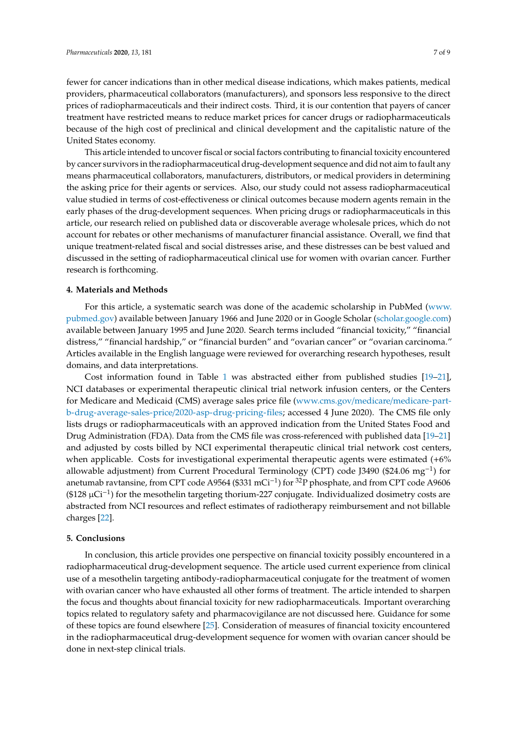fewer for cancer indications than in other medical disease indications, which makes patients, medical providers, pharmaceutical collaborators (manufacturers), and sponsors less responsive to the direct prices of radiopharmaceuticals and their indirect costs. Third, it is our contention that payers of cancer treatment have restricted means to reduce market prices for cancer drugs or radiopharmaceuticals because of the high cost of preclinical and clinical development and the capitalistic nature of the United States economy.

This article intended to uncover fiscal or social factors contributing to financial toxicity encountered by cancer survivors in the radiopharmaceutical drug-development sequence and did not aim to fault any means pharmaceutical collaborators, manufacturers, distributors, or medical providers in determining the asking price for their agents or services. Also, our study could not assess radiopharmaceutical value studied in terms of cost-effectiveness or clinical outcomes because modern agents remain in the early phases of the drug-development sequences. When pricing drugs or radiopharmaceuticals in this article, our research relied on published data or discoverable average wholesale prices, which do not account for rebates or other mechanisms of manufacturer financial assistance. Overall, we find that unique treatment-related fiscal and social distresses arise, and these distresses can be best valued and discussed in the setting of radiopharmaceutical clinical use for women with ovarian cancer. Further research is forthcoming.

## 4. Materials and Methods

For this article, a systematic search was done of the academic scholarship in PubMed (www.pubmed.gov) available between January 1966 and June 2020 or in Google Scholar (scholar.google.com) available between January 1995 and June 2020. Search terms included "financial toxicity," "financial distress," "financial hardship," or "financial burden" and "ovarian cancer" or "ovarian carcinoma." Articles available in the English language were reviewed for overarching research hypotheses, result domains, and data interpretations.

Cost information found in Table 1 was abstracted either from published studies [19–21], NCI databases or experimental therapeutic clinical trial network infusion centers, or the Centers for Medicare and Medicaid (CMS) average sales price file (www.cms.gov/medicare/medicare-part-b-drug-average-sales-price/2020-asp-drug-pricing-files; accessed 4 June 2020). The CMS file only lists drugs or radiopharmaceuticals with an approved indication from the United States Food and Drug Administration (FDA). Data from the CMS file was cross-referenced with published data [19–21] and adjusted by costs billed by NCI experimental therapeutic clinical trial network cost centers, when applicable. Costs for investigational experimental therapeutic agents were estimated (+6% allowable adjustment) from Current Procedural Terminology (CPT) code J3490 (\$24.06 $mg^{-1}$) for anetumab ravtansine, from CPT code A9564 (\$331 $mCi^{-1}$) for $^{32}P$ phosphate, and from CPT code A9606 (\$128 $\mu Ci^{-1}$) for the mesothelin targeting thorium-227 conjugate. Individualized dosimetry costs are abstracted from NCI resources and reflect estimates of radiotherapy reimbursement and not billable charges [22].

## 5. Conclusions

In conclusion, this article provides one perspective on financial toxicity possibly encountered in a radiopharmaceutical drug-development sequence. The article used current experience from clinical use of a mesothelin targeting antibody-radiopharmaceutical conjugate for the treatment of women with ovarian cancer who have exhausted all other forms of treatment. The article intended to sharpen the focus and thoughts about financial toxicity for new radiopharmaceuticals. Important overarching topics related to regulatory safety and pharmacovigilance are not discussed here. Guidance for some of these topics are found elsewhere [25]. Consideration of measures of financial toxicity encountered in the radiopharmaceutical drug-development sequence for women with ovarian cancer should be done in next-step clinical trials.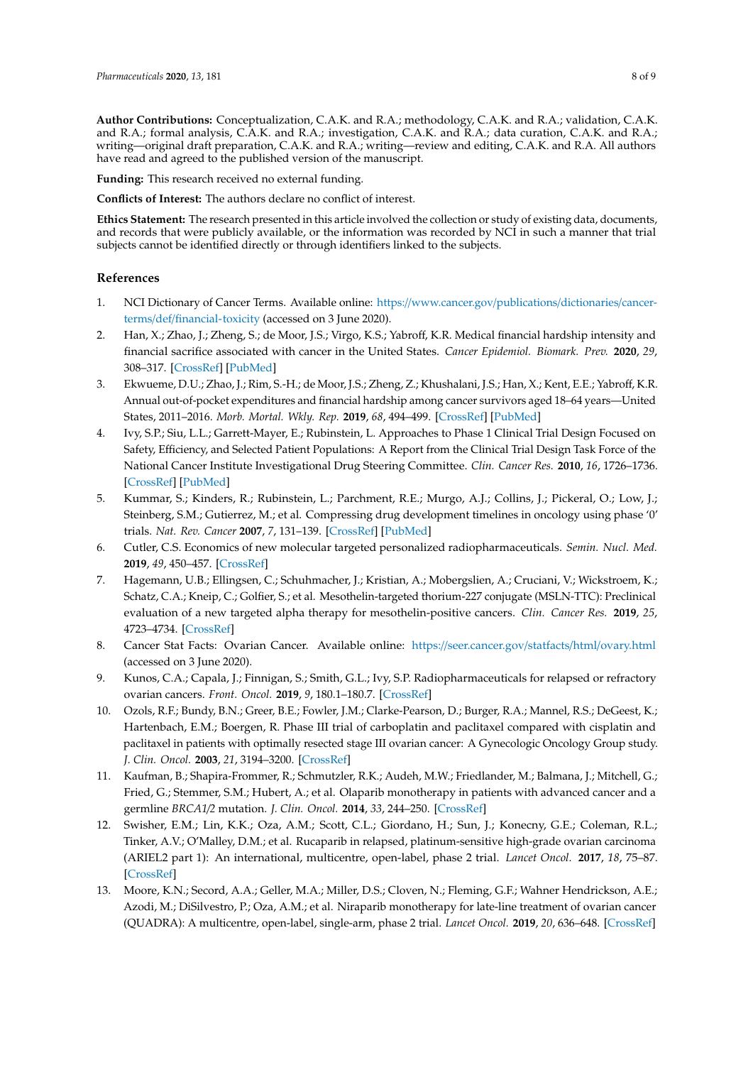**Author Contributions:** Conceptualization, C.A.K. and R.A.; methodology, C.A.K. and R.A.; validation, C.A.K. and R.A.; formal analysis, C.A.K. and R.A.; investigation, C.A.K. and R.A.; data curation, C.A.K. and R.A.; writing—original draft preparation, C.A.K. and R.A.; writing—review and editing, C.A.K. and R.A. All authors have read and agreed to the published version of the manuscript.

**Funding:** This research received no external funding.

**Conflicts of Interest:** The authors declare no conflict of interest.

**Ethics Statement:** The research presented in this article involved the collection or study of existing data, documents, and records that were publicly available, or the information was recorded by NCI in such a manner that trial subjects cannot be identified directly or through identifiers linked to the subjects.

## References

1. NCI Dictionary of Cancer Terms. Available online: https://www.cancer.gov/publications/dictionaries/cancer-terms/def/financial-toxicity (accessed on 3 June 2020).
2. Han, X.; Zhao, J.; Zheng, S.; de Moor, J.S.; Virgo, K.S.; Yabroff, K.R. Medical financial hardship intensity and financial sacrifice associated with cancer in the United States. *Cancer Epidemiol. Biomark. Prev.* **2020**, *29*, 308–317. [CrossRef] [PubMed]
3. Ekwueme, D.U.; Zhao, J.; Rim, S.-H.; de Moor, J.S.; Zheng, Z.; Khushalani, J.S.; Han, X.; Kent, E.E.; Yabroff, K.R. Annual out-of-pocket expenditures and financial hardship among cancer survivors aged 18–64 years—United States, 2011–2016. *Morb. Mortal. Wkly. Rep.* **2019**, *68*, 494–499. [CrossRef] [PubMed]
4. Ivy, S.P.; Siu, L.L.; Garrett-Mayer, E.; Rubinstein, L. Approaches to Phase 1 Clinical Trial Design Focused on Safety, Efficiency, and Selected Patient Populations: A Report from the Clinical Trial Design Task Force of the National Cancer Institute Investigational Drug Steering Committee. *Clin. Cancer Res.* **2010**, *16*, 1726–1736. [CrossRef] [PubMed]
5. Kummar, S.; Kinders, R.; Rubinstein, L.; Parchment, R.E.; Murgo, A.J.; Collins, J.; Pickeral, O.; Low, J.; Steinberg, S.M.; Gutierrez, M.; et al. Compressing drug development timelines in oncology using phase '0' trials. *Nat. Rev. Cancer* **2007**, *7*, 131–139. [CrossRef] [PubMed]
6. Cutler, C.S. Economics of new molecular targeted personalized radiopharmaceuticals. *Semin. Nucl. Med.* **2019**, *49*, 450–457. [CrossRef]
7. Hagemann, U.B.; Ellingsen, C.; Schuhmacher, J.; Kristian, A.; Mobergslien, A.; Cruciani, V.; Wickstroem, K.; Schatz, C.A.; Kneip, C.; Golfier, S.; et al. Mesothelin-targeted thorium-227 conjugate (MSLN-TTC): Preclinical evaluation of a new targeted alpha therapy for mesothelin-positive cancers. *Clin. Cancer Res.* **2019**, *25*, 4723–4734. [CrossRef]
8. Cancer Stat Facts: Ovarian Cancer. Available online: https://seer.cancer.gov/statfacts/html/ovary.html (accessed on 3 June 2020).
9. Kunos, C.A.; Capala, J.; Finnigan, S.; Smith, G.L.; Ivy, S.P. Radiopharmaceuticals for relapsed or refractory ovarian cancers. *Front. Oncol.* **2019**, *9*, 180.1–180.7. [CrossRef]
10. Ozols, R.F.; Bundy, B.N.; Greer, B.E.; Fowler, J.M.; Clarke-Pearson, D.; Burger, R.A.; Mannel, R.S.; DeGeest, K.; Hartenbach, E.M.; Boergen, R. Phase III trial of carboplatin and paclitaxel compared with cisplatin and paclitaxel in patients with optimally resected stage III ovarian cancer: A Gynecologic Oncology Group study. *J. Clin. Oncol.* **2003**, *21*, 3194–3200. [CrossRef]
11. Kaufman, B.; Shapira-Frommer, R.; Schmutzler, R.K.; Audeh, M.W.; Friedlander, M.; Balmana, J.; Mitchell, G.; Fried, G.; Stemmer, S.M.; Hubert, A.; et al. Olaparib monotherapy in patients with advanced cancer and a germline *BRCA1/2* mutation. *J. Clin. Oncol.* **2014**, *33*, 244–250. [CrossRef]
12. Swisher, E.M.; Lin, K.K.; Oza, A.M.; Scott, C.L.; Giordano, H.; Sun, J.; Konecny, G.E.; Coleman, R.L.; Tinker, A.V.; O'Malley, D.M.; et al. Rucaparib in relapsed, platinum-sensitive high-grade ovarian carcinoma (ARIEL2 part 1): An international, multicentre, open-label, phase 2 trial. *Lancet Oncol.* **2017**, *18*, 75–87. [CrossRef]
13. Moore, K.N.; Secord, A.A.; Geller, M.A.; Miller, D.S.; Cloven, N.; Fleming, G.F.; Wahner Hendrickson, A.E.; Azodi, M.; DiSilvestro, P.; Oza, A.M.; et al. Niraparib monotherapy for late-line treatment of ovarian cancer (QUADRA): A multicentre, open-label, single-arm, phase 2 trial. *Lancet Oncol.* **2019**, *20*, 636–648. [CrossRef]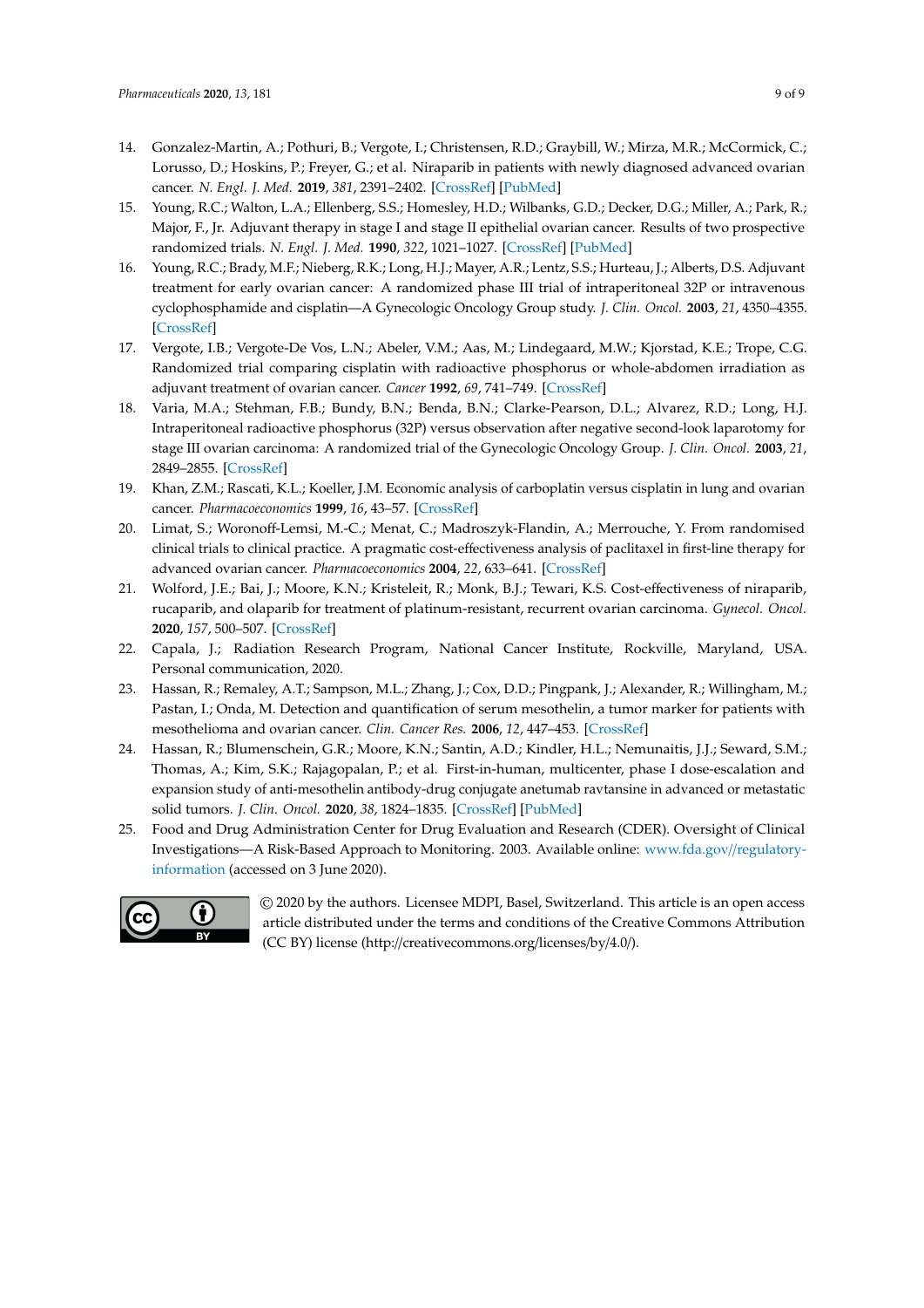14. Gonzalez-Martin, A.; Pothuri, B.; Vergote, I.; Christensen, R.D.; Graybill, W.; Mirza, M.R.; McCormick, C.; Lorusso, D.; Hoskins, P.; Freyer, G.; et al. Niraparib in patients with newly diagnosed advanced ovarian cancer. *N. Engl. J. Med.* **2019**, *381*, 2391–2402. [CrossRef] [PubMed]
15. Young, R.C.; Walton, L.A.; Ellenberg, S.S.; Homesley, H.D.; Wilbanks, G.D.; Decker, D.G.; Miller, A.; Park, R.; Major, F., Jr. Adjuvant therapy in stage I and stage II epithelial ovarian cancer. Results of two prospective randomized trials. *N. Engl. J. Med.* **1990**, *322*, 1021–1027. [CrossRef] [PubMed]
16. Young, R.C.; Brady, M.F.; Nieberg, R.K.; Long, H.J.; Mayer, A.R.; Lentz, S.S.; Hurteau, J.; Alberts, D.S. Adjuvant treatment for early ovarian cancer: A randomized phase III trial of intraperitoneal 32P or intravenous cyclophosphamide and cisplatin—A Gynecologic Oncology Group study. *J. Clin. Oncol.* **2003**, *21*, 4350–4355. [CrossRef]
17. Vergote, I.B.; Vergote-De Vos, L.N.; Abeler, V.M.; Aas, M.; Lindegaard, M.W.; Kjorstad, K.E.; Trope, C.G. Randomized trial comparing cisplatin with radioactive phosphorus or whole-abdomen irradiation as adjuvant treatment of ovarian cancer. *Cancer* **1992**, *69*, 741–749. [CrossRef]
18. Varia, M.A.; Stehman, F.B.; Bundy, B.N.; Benda, B.N.; Clarke-Pearson, D.L.; Alvarez, R.D.; Long, H.J. Intraperitoneal radioactive phosphorus (32P) versus observation after negative second-look laparotomy for stage III ovarian carcinoma: A randomized trial of the Gynecologic Oncology Group. *J. Clin. Oncol.* **2003**, *21*, 2849–2855. [CrossRef]
19. Khan, Z.M.; Rascati, K.L.; Koeller, J.M. Economic analysis of carboplatin versus cisplatin in lung and ovarian cancer. *Pharmacoeconomics* **1999**, *16*, 43–57. [CrossRef]
20. Limat, S.; Woronoff-Lemsi, M.-C.; Menat, C.; Madroszyk-Flandin, A.; Merrouche, Y. From randomised clinical trials to clinical practice. A pragmatic cost-effectiveness analysis of paclitaxel in first-line therapy for advanced ovarian cancer. *Pharmacoeconomics* **2004**, *22*, 633–641. [CrossRef]
21. Wolford, J.E.; Bai, J.; Moore, K.N.; Kristeleit, R.; Monk, B.J.; Tewari, K.S. Cost-effectiveness of niraparib, rucaparib, and olaparib for treatment of platinum-resistant, recurrent ovarian carcinoma. *Gynecol. Oncol.* **2020**, *157*, 500–507. [CrossRef]
22. Capala, J.; Radiation Research Program, National Cancer Institute, Rockville, Maryland, USA. Personal communication, 2020.
23. Hassan, R.; Remaley, A.T.; Sampson, M.L.; Zhang, J.; Cox, D.D.; Pingpank, J.; Alexander, R.; Willingham, M.; Pastan, I.; Onda, M. Detection and quantification of serum mesothelin, a tumor marker for patients with mesothelioma and ovarian cancer. *Clin. Cancer Res.* **2006**, *12*, 447–453. [CrossRef]
24. Hassan, R.; Blumenschein, G.R.; Moore, K.N.; Santin, A.D.; Kindler, H.L.; Nemunaitis, J.J.; Seward, S.M.; Thomas, A.; Kim, S.K.; Rajagopalan, P.; et al. First-in-human, multicenter, phase I dose-escalation and expansion study of anti-mesothelin antibody-drug conjugate anetumab ravtansine in advanced or metastatic solid tumors. *J. Clin. Oncol.* **2020**, *38*, 1824–1835. [CrossRef] [PubMed]
25. Food and Drug Administration Center for Drug Evaluation and Research (CDER). Oversight of Clinical Investigations—A Risk-Based Approach to Monitoring. 2003. Available online: www.fda.gov//regulatory-information (accessed on 3 June 2020).

© 2020 by the authors. Licensee MDPI, Basel, Switzerland. This article is an open access article distributed under the terms and conditions of the Creative Commons Attribution (CC BY) license (http://creativecommons.org/licenses/by/4.0/).